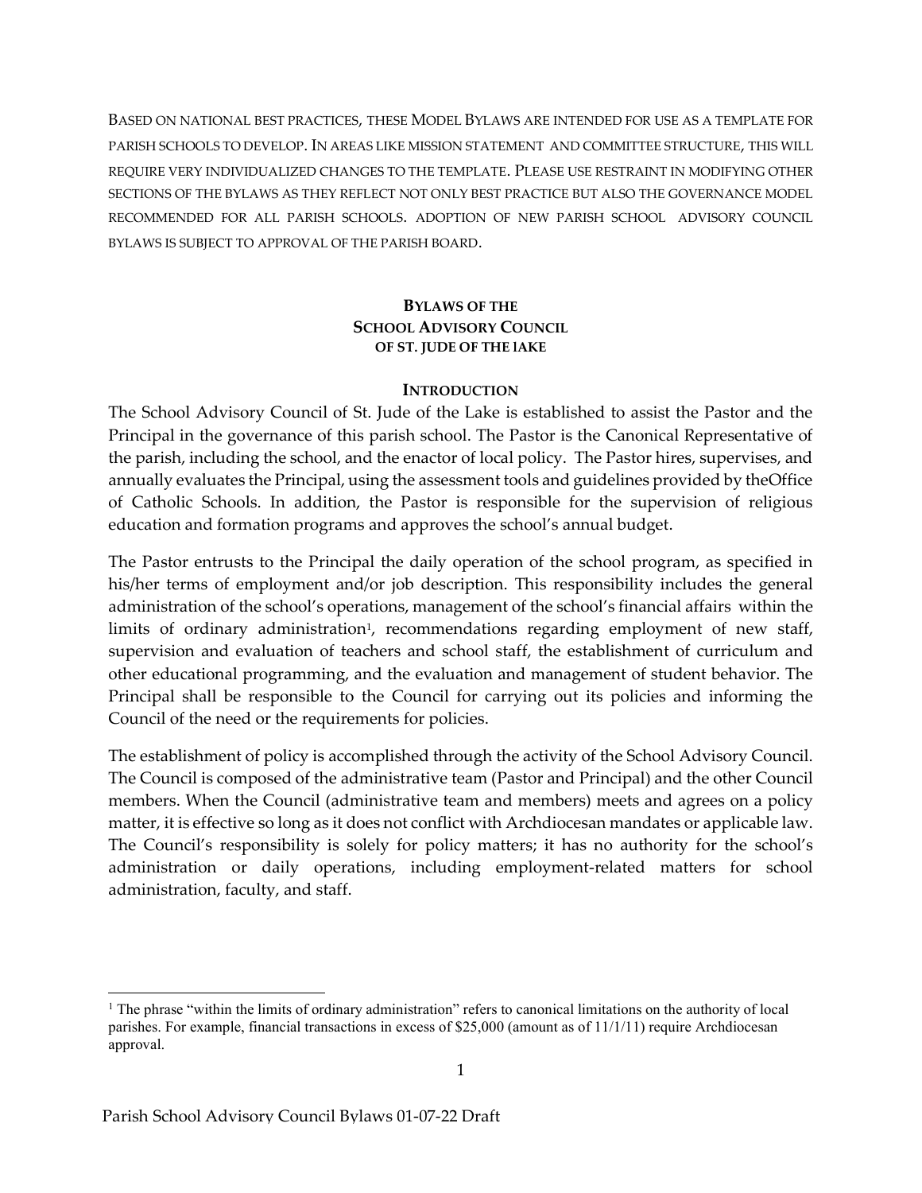BASED ON NATIONAL BEST PRACTICES, THESE MODEL BYLAWS ARE INTENDED FOR USE AS A TEMPLATE FOR PARISH SCHOOLS TO DEVELOP. IN AREAS LIKE MISSION STATEMENT AND COMMITTEE STRUCTURE, THIS WILL REQUIRE VERY INDIVIDUALIZED CHANGES TO THE TEMPLATE. PLEASE USE RESTRAINT IN MODIFYING OTHER SECTIONS OF THE BYLAWS AS THEY REFLECT NOT ONLY BEST PRACTICE BUT ALSO THE GOVERNANCE MODEL RECOMMENDED FOR ALL PARISH SCHOOLS. ADOPTION OF NEW PARISH SCHOOL ADVISORY COUNCIL BYLAWS IS SUBJECT TO APPROVAL OF THE PARISH BOARD.

# BYLAWS OF THE SCHOOL ADVISORY COUNCIL OF ST. JUDE OF THE lAKE

## INTRODUCTION

The School Advisory Council of St. Jude of the Lake is established to assist the Pastor and the Principal in the governance of this parish school. The Pastor is the Canonical Representative of the parish, including the school, and the enactor of local policy. The Pastor hires, supervises, and annually evaluates the Principal, using the assessment tools and guidelines provided by theOffice of Catholic Schools. In addition, the Pastor is responsible for the supervision of religious education and formation programs and approves the school's annual budget.

The Pastor entrusts to the Principal the daily operation of the school program, as specified in his/her terms of employment and/or job description. This responsibility includes the general administration of the school's operations, management of the school's financial affairs within the limits of ordinary administration[1], recommendations regarding employment of new staff, supervision and evaluation of teachers and school staff, the establishment of curriculum and other educational programming, and the evaluation and management of student behavior. The Principal shall be responsible to the Council for carrying out its policies and informing the Council of the need or the requirements for policies.

The establishment of policy is accomplished through the activity of the School Advisory Council. The Council is composed of the administrative team (Pastor and Principal) and the other Council members. When the Council (administrative team and members) meets and agrees on a policy matter, it is effective so long as it does not conflict with Archdiocesan mandates or applicable law. The Council's responsibility is solely for policy matters; it has no authority for the school's administration or daily operations, including employment-related matters for school administration, faculty, and staff.

---

[1] The phrase "within the limits of ordinary administration" refers to canonical limitations on the authority of local parishes. For example, financial transactions in excess of $25,000 (amount as of 11/1/11) require Archdiocesan approval.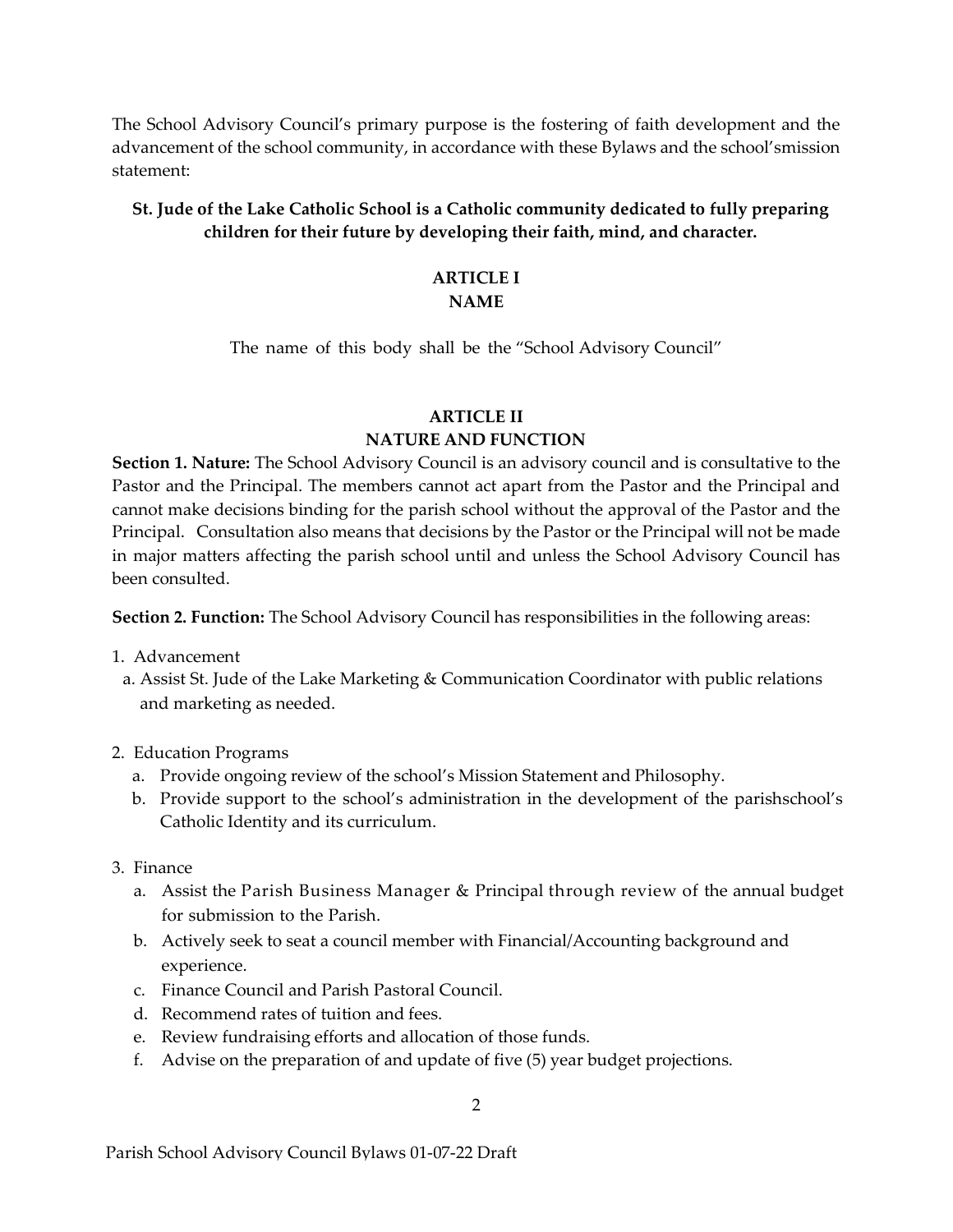The School Advisory Council's primary purpose is the fostering of faith development and the advancement of the school community, in accordance with these Bylaws and the school'smission statement:

**St. Jude of the Lake Catholic School is a Catholic community dedicated to fully preparing children for their future by developing their faith, mind, and character.**

## ARTICLE I
## NAME

The name of this body shall be the "School Advisory Council"

## ARTICLE II
## NATURE AND FUNCTION

**Section 1. Nature:** The School Advisory Council is an advisory council and is consultative to the Pastor and the Principal. The members cannot act apart from the Pastor and the Principal and cannot make decisions binding for the parish school without the approval of the Pastor and the Principal. Consultation also means that decisions by the Pastor or the Principal will not be made in major matters affecting the parish school until and unless the School Advisory Council has been consulted.

**Section 2. Function:** The School Advisory Council has responsibilities in the following areas:

1. Advancement
   a. Assist St. Jude of the Lake Marketing & Communication Coordinator with public relations and marketing as needed.

2. Education Programs
   a. Provide ongoing review of the school's Mission Statement and Philosophy.
   b. Provide support to the school's administration in the development of the parishschool's Catholic Identity and its curriculum.

3. Finance
   a. Assist the Parish Business Manager & Principal through review of the annual budget for submission to the Parish.
   b. Actively seek to seat a council member with Financial/Accounting background and experience.
   c. Finance Council and Parish Pastoral Council.
   d. Recommend rates of tuition and fees.
   e. Review fundraising efforts and allocation of those funds.
   f. Advise on the preparation of and update of five (5) year budget projections.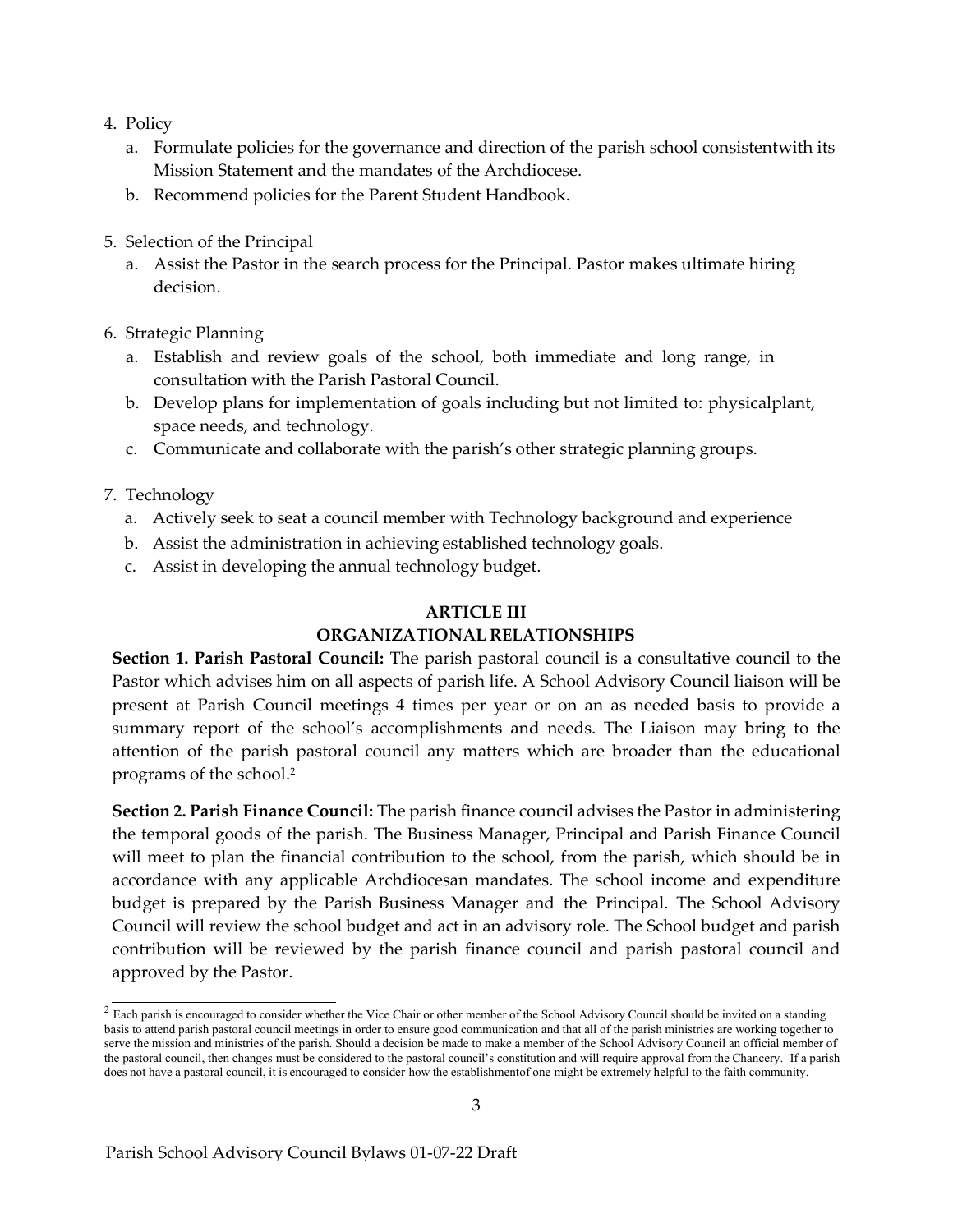4. Policy
   a. Formulate policies for the governance and direction of the parish school consistentwith its Mission Statement and the mandates of the Archdiocese.
   b. Recommend policies for the Parent Student Handbook.

5. Selection of the Principal
   a. Assist the Pastor in the search process for the Principal. Pastor makes ultimate hiring decision.

6. Strategic Planning
   a. Establish and review goals of the school, both immediate and long range, in consultation with the Parish Pastoral Council.
   b. Develop plans for implementation of goals including but not limited to: physicalplant, space needs, and technology.
   c. Communicate and collaborate with the parish's other strategic planning groups.

7. Technology
   a. Actively seek to seat a council member with Technology background and experience
   b. Assist the administration in achieving established technology goals.
   c. Assist in developing the annual technology budget.

## ARTICLE III
## ORGANIZATIONAL RELATIONSHIPS

**Section 1. Parish Pastoral Council:** The parish pastoral council is a consultative council to the Pastor which advises him on all aspects of parish life. A School Advisory Council liaison will be present at Parish Council meetings 4 times per year or on an as needed basis to provide a summary report of the school's accomplishments and needs. The Liaison may bring to the attention of the parish pastoral council any matters which are broader than the educational programs of the school.[2]

**Section 2. Parish Finance Council:** The parish finance council advises the Pastor in administering the temporal goods of the parish. The Business Manager, Principal and Parish Finance Council will meet to plan the financial contribution to the school, from the parish, which should be in accordance with any applicable Archdiocesan mandates. The school income and expenditure budget is prepared by the Parish Business Manager and the Principal. The School Advisory Council will review the school budget and act in an advisory role. The School budget and parish contribution will be reviewed by the parish finance council and parish pastoral council and approved by the Pastor.

---

[2] Each parish is encouraged to consider whether the Vice Chair or other member of the School Advisory Council should be invited on a standing basis to attend parish pastoral council meetings in order to ensure good communication and that all of the parish ministries are working together to serve the mission and ministries of the parish. Should a decision be made to make a member of the School Advisory Council an official member of the pastoral council, then changes must be considered to the pastoral council's constitution and will require approval from the Chancery. If a parish does not have a pastoral council, it is encouraged to consider how the establishmentof one might be extremely helpful to the faith community.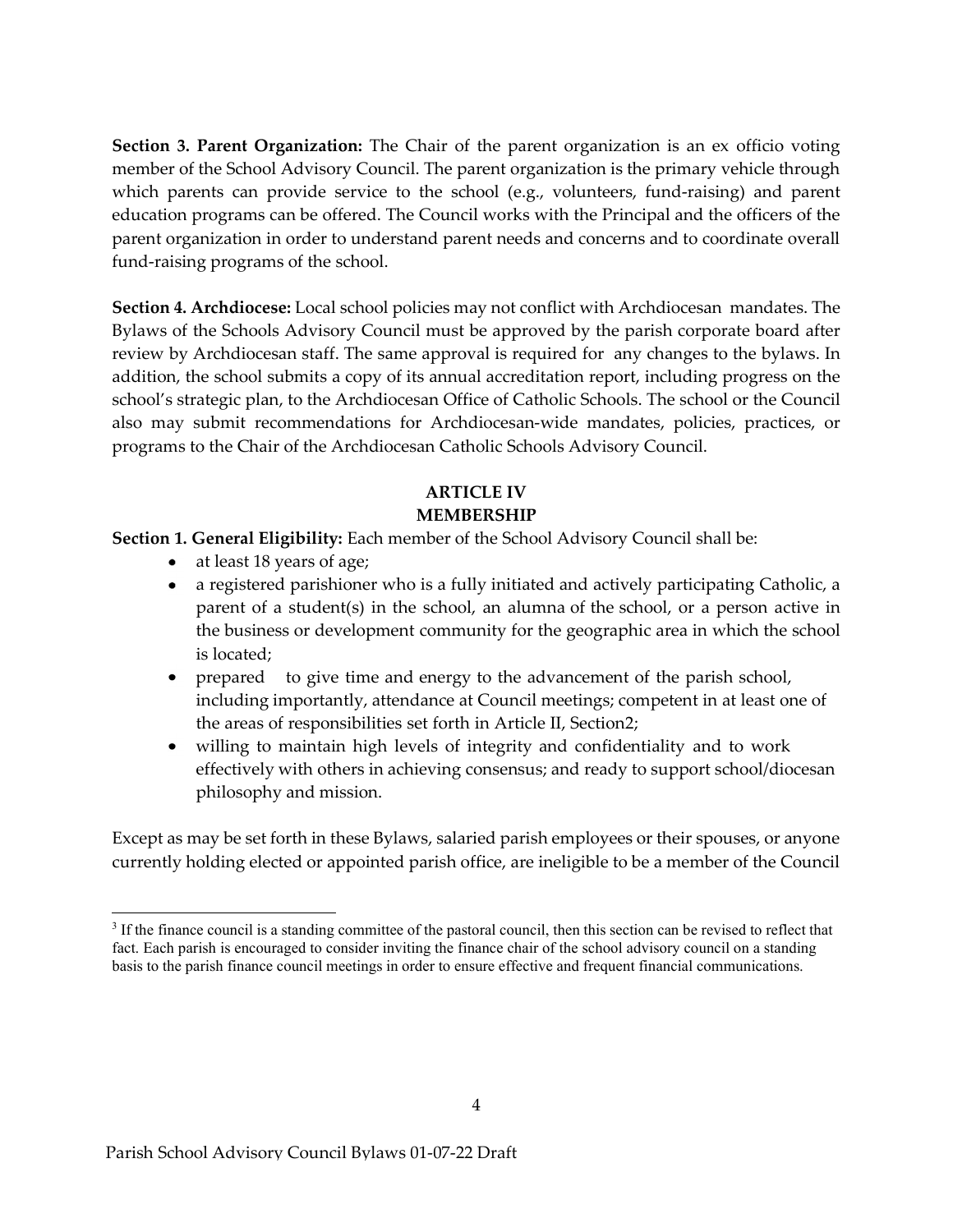**Section 3. Parent Organization:** The Chair of the parent organization is an ex officio voting member of the School Advisory Council. The parent organization is the primary vehicle through which parents can provide service to the school (e.g., volunteers, fund-raising) and parent education programs can be offered. The Council works with the Principal and the officers of the parent organization in order to understand parent needs and concerns and to coordinate overall fund-raising programs of the school.

**Section 4. Archdiocese:** Local school policies may not conflict with Archdiocesan mandates. The Bylaws of the Schools Advisory Council must be approved by the parish corporate board after review by Archdiocesan staff. The same approval is required for any changes to the bylaws. In addition, the school submits a copy of its annual accreditation report, including progress on the school's strategic plan, to the Archdiocesan Office of Catholic Schools. The school or the Council also may submit recommendations for Archdiocesan-wide mandates, policies, practices, or programs to the Chair of the Archdiocesan Catholic Schools Advisory Council.

## ARTICLE IV
## MEMBERSHIP

**Section 1. General Eligibility:** Each member of the School Advisory Council shall be:

- at least 18 years of age;
- a registered parishioner who is a fully initiated and actively participating Catholic, a parent of a student(s) in the school, an alumna of the school, or a person active in the business or development community for the geographic area in which the school is located;
- prepared to give time and energy to the advancement of the parish school, including importantly, attendance at Council meetings; competent in at least one of the areas of responsibilities set forth in Article II, Section2;
- willing to maintain high levels of integrity and confidentiality and to work effectively with others in achieving consensus; and ready to support school/diocesan philosophy and mission.

Except as may be set forth in these Bylaws, salaried parish employees or their spouses, or anyone currently holding elected or appointed parish office, are ineligible to be a member of the Council

---

[3] If the finance council is a standing committee of the pastoral council, then this section can be revised to reflect that fact. Each parish is encouraged to consider inviting the finance chair of the school advisory council on a standing basis to the parish finance council meetings in order to ensure effective and frequent financial communications.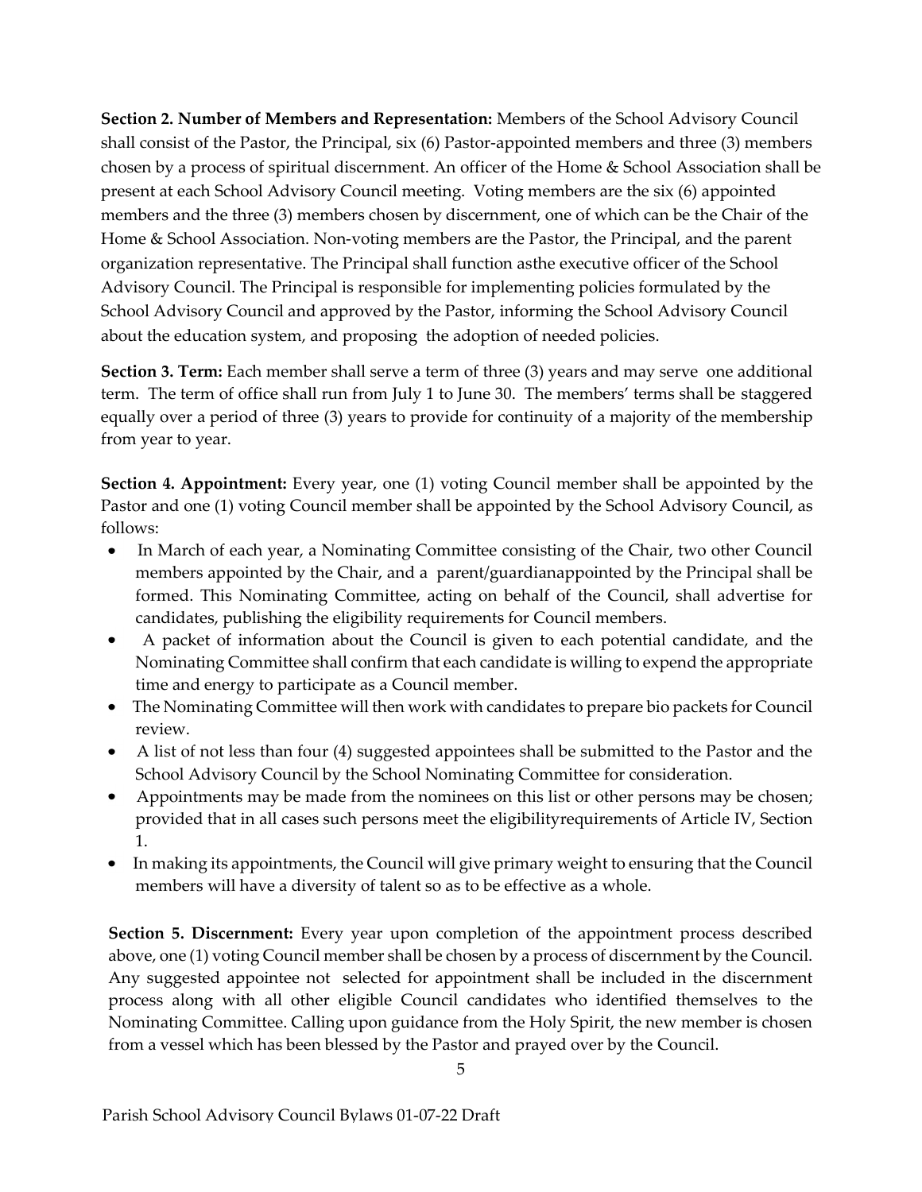**Section 2. Number of Members and Representation:** Members of the School Advisory Council shall consist of the Pastor, the Principal, six (6) Pastor-appointed members and three (3) members chosen by a process of spiritual discernment. An officer of the Home & School Association shall be present at each School Advisory Council meeting. Voting members are the six (6) appointed members and the three (3) members chosen by discernment, one of which can be the Chair of the Home & School Association. Non-voting members are the Pastor, the Principal, and the parent organization representative. The Principal shall function asthe executive officer of the School Advisory Council. The Principal is responsible for implementing policies formulated by the School Advisory Council and approved by the Pastor, informing the School Advisory Council about the education system, and proposing the adoption of needed policies.

**Section 3. Term:** Each member shall serve a term of three (3) years and may serve one additional term. The term of office shall run from July 1 to June 30. The members' terms shall be staggered equally over a period of three (3) years to provide for continuity of a majority of the membership from year to year.

**Section 4. Appointment:** Every year, one (1) voting Council member shall be appointed by the Pastor and one (1) voting Council member shall be appointed by the School Advisory Council, as follows:

- In March of each year, a Nominating Committee consisting of the Chair, two other Council members appointed by the Chair, and a parent/guardianappointed by the Principal shall be formed. This Nominating Committee, acting on behalf of the Council, shall advertise for candidates, publishing the eligibility requirements for Council members.
- A packet of information about the Council is given to each potential candidate, and the Nominating Committee shall confirm that each candidate is willing to expend the appropriate time and energy to participate as a Council member.
- The Nominating Committee will then work with candidates to prepare bio packets for Council review.
- A list of not less than four (4) suggested appointees shall be submitted to the Pastor and the School Advisory Council by the School Nominating Committee for consideration.
- Appointments may be made from the nominees on this list or other persons may be chosen; provided that in all cases such persons meet the eligibilityrequirements of Article IV, Section 1.
- In making its appointments, the Council will give primary weight to ensuring that the Council members will have a diversity of talent so as to be effective as a whole.

**Section 5. Discernment:** Every year upon completion of the appointment process described above, one (1) voting Council member shall be chosen by a process of discernment by the Council. Any suggested appointee not selected for appointment shall be included in the discernment process along with all other eligible Council candidates who identified themselves to the Nominating Committee. Calling upon guidance from the Holy Spirit, the new member is chosen from a vessel which has been blessed by the Pastor and prayed over by the Council.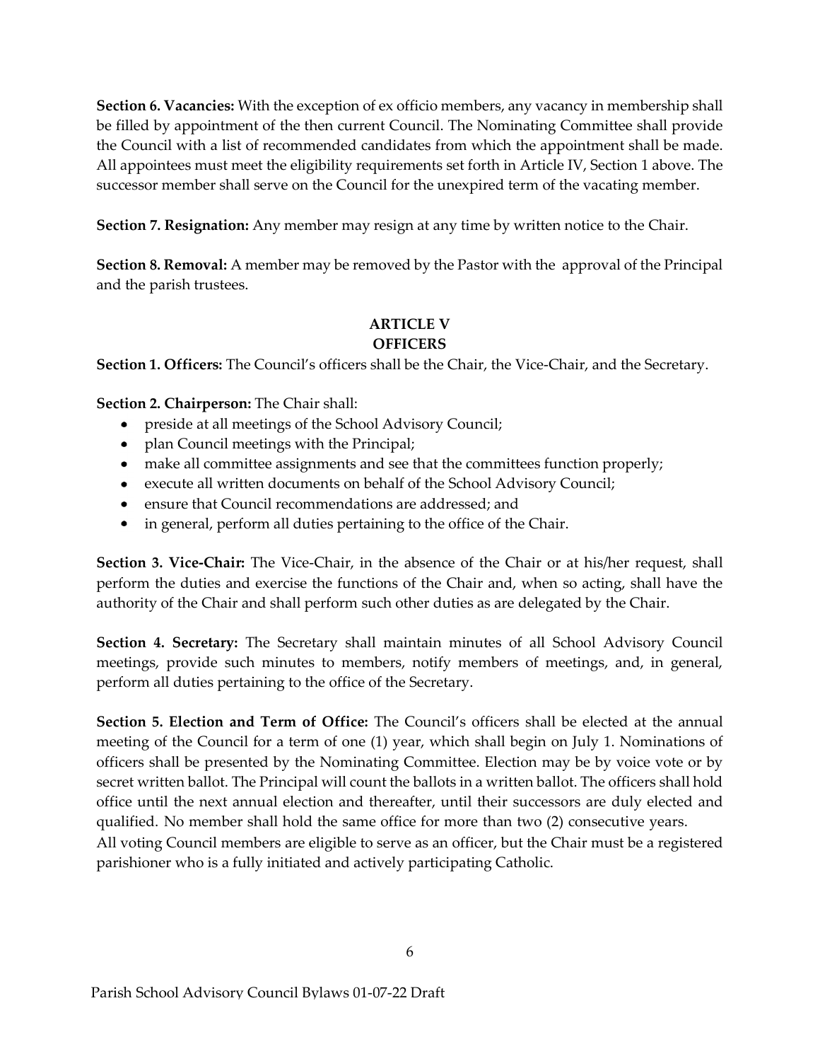**Section 6. Vacancies:** With the exception of ex officio members, any vacancy in membership shall be filled by appointment of the then current Council. The Nominating Committee shall provide the Council with a list of recommended candidates from which the appointment shall be made. All appointees must meet the eligibility requirements set forth in Article IV, Section 1 above. The successor member shall serve on the Council for the unexpired term of the vacating member.

**Section 7. Resignation:** Any member may resign at any time by written notice to the Chair.

**Section 8. Removal:** A member may be removed by the Pastor with the approval of the Principal and the parish trustees.

## ARTICLE V
## OFFICERS

**Section 1. Officers:** The Council's officers shall be the Chair, the Vice-Chair, and the Secretary.

**Section 2. Chairperson:** The Chair shall:

- preside at all meetings of the School Advisory Council;
- plan Council meetings with the Principal;
- make all committee assignments and see that the committees function properly;
- execute all written documents on behalf of the School Advisory Council;
- ensure that Council recommendations are addressed; and
- in general, perform all duties pertaining to the office of the Chair.

**Section 3. Vice-Chair:** The Vice-Chair, in the absence of the Chair or at his/her request, shall perform the duties and exercise the functions of the Chair and, when so acting, shall have the authority of the Chair and shall perform such other duties as are delegated by the Chair.

**Section 4. Secretary:** The Secretary shall maintain minutes of all School Advisory Council meetings, provide such minutes to members, notify members of meetings, and, in general, perform all duties pertaining to the office of the Secretary.

**Section 5. Election and Term of Office:** The Council's officers shall be elected at the annual meeting of the Council for a term of one (1) year, which shall begin on July 1. Nominations of officers shall be presented by the Nominating Committee. Election may be by voice vote or by secret written ballot. The Principal will count the ballots in a written ballot. The officers shall hold office until the next annual election and thereafter, until their successors are duly elected and qualified. No member shall hold the same office for more than two (2) consecutive years.
All voting Council members are eligible to serve as an officer, but the Chair must be a registered parishioner who is a fully initiated and actively participating Catholic.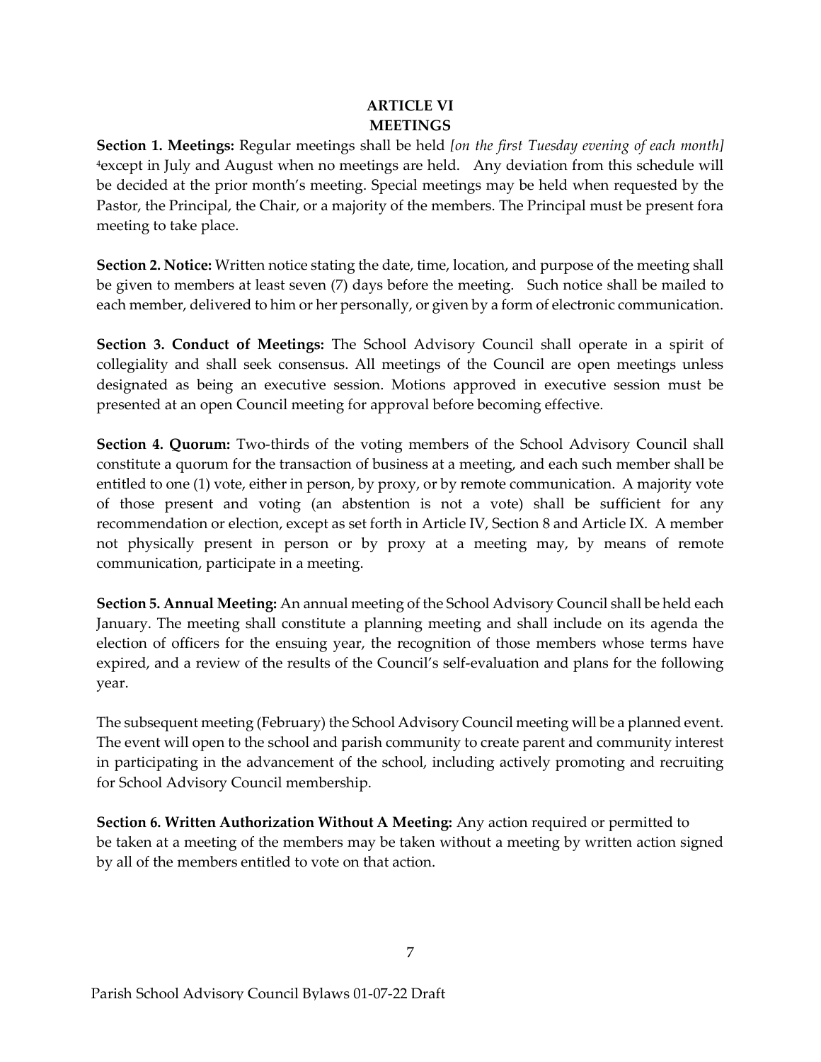## ARTICLE VI
## MEETINGS

**Section 1. Meetings:** Regular meetings shall be held *[on the first Tuesday evening of each month]* [4]except in July and August when no meetings are held. Any deviation from this schedule will be decided at the prior month's meeting. Special meetings may be held when requested by the Pastor, the Principal, the Chair, or a majority of the members. The Principal must be present fora meeting to take place.

**Section 2. Notice:** Written notice stating the date, time, location, and purpose of the meeting shall be given to members at least seven (7) days before the meeting. Such notice shall be mailed to each member, delivered to him or her personally, or given by a form of electronic communication.

**Section 3. Conduct of Meetings:** The School Advisory Council shall operate in a spirit of collegiality and shall seek consensus. All meetings of the Council are open meetings unless designated as being an executive session. Motions approved in executive session must be presented at an open Council meeting for approval before becoming effective.

**Section 4. Quorum:** Two-thirds of the voting members of the School Advisory Council shall constitute a quorum for the transaction of business at a meeting, and each such member shall be entitled to one (1) vote, either in person, by proxy, or by remote communication. A majority vote of those present and voting (an abstention is not a vote) shall be sufficient for any recommendation or election, except as set forth in Article IV, Section 8 and Article IX. A member not physically present in person or by proxy at a meeting may, by means of remote communication, participate in a meeting.

**Section 5. Annual Meeting:** An annual meeting of the School Advisory Council shall be held each January. The meeting shall constitute a planning meeting and shall include on its agenda the election of officers for the ensuing year, the recognition of those members whose terms have expired, and a review of the results of the Council's self-evaluation and plans for the following year.

The subsequent meeting (February) the School Advisory Council meeting will be a planned event. The event will open to the school and parish community to create parent and community interest in participating in the advancement of the school, including actively promoting and recruiting for School Advisory Council membership.

**Section 6. Written Authorization Without A Meeting:** Any action required or permitted to be taken at a meeting of the members may be taken without a meeting by written action signed by all of the members entitled to vote on that action.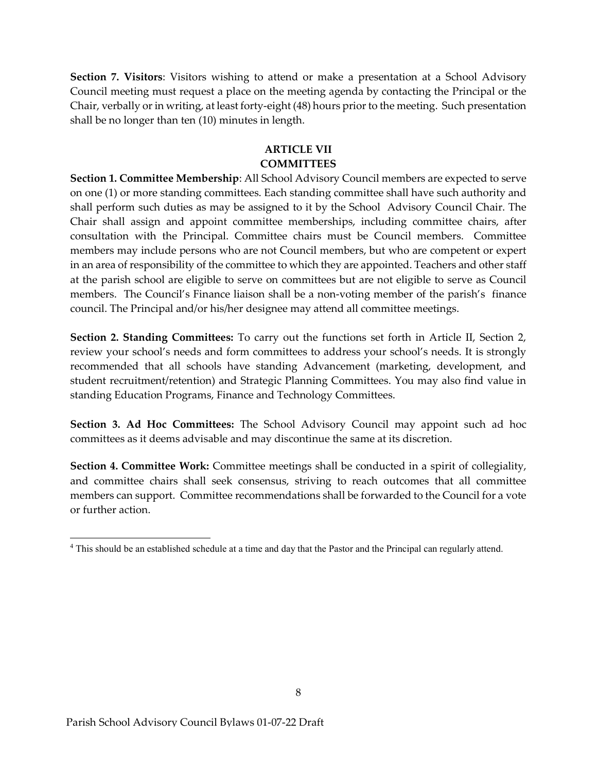**Section 7. Visitors**: Visitors wishing to attend or make a presentation at a School Advisory Council meeting must request a place on the meeting agenda by contacting the Principal or the Chair, verbally or in writing, at least forty-eight (48) hours prior to the meeting. Such presentation shall be no longer than ten (10) minutes in length.

## ARTICLE VII
## COMMITTEES

**Section 1. Committee Membership**: All School Advisory Council members are expected to serve on one (1) or more standing committees. Each standing committee shall have such authority and shall perform such duties as may be assigned to it by the School Advisory Council Chair. The Chair shall assign and appoint committee memberships, including committee chairs, after consultation with the Principal. Committee chairs must be Council members. Committee members may include persons who are not Council members, but who are competent or expert in an area of responsibility of the committee to which they are appointed. Teachers and other staff at the parish school are eligible to serve on committees but are not eligible to serve as Council members. The Council's Finance liaison shall be a non-voting member of the parish's finance council. The Principal and/or his/her designee may attend all committee meetings.

**Section 2. Standing Committees:** To carry out the functions set forth in Article II, Section 2, review your school's needs and form committees to address your school's needs. It is strongly recommended that all schools have standing Advancement (marketing, development, and student recruitment/retention) and Strategic Planning Committees. You may also find value in standing Education Programs, Finance and Technology Committees.

**Section 3. Ad Hoc Committees:** The School Advisory Council may appoint such ad hoc committees as it deems advisable and may discontinue the same at its discretion.

**Section 4. Committee Work:** Committee meetings shall be conducted in a spirit of collegiality, and committee chairs shall seek consensus, striving to reach outcomes that all committee members can support. Committee recommendations shall be forwarded to the Council for a vote or further action.

---

[4] This should be an established schedule at a time and day that the Pastor and the Principal can regularly attend.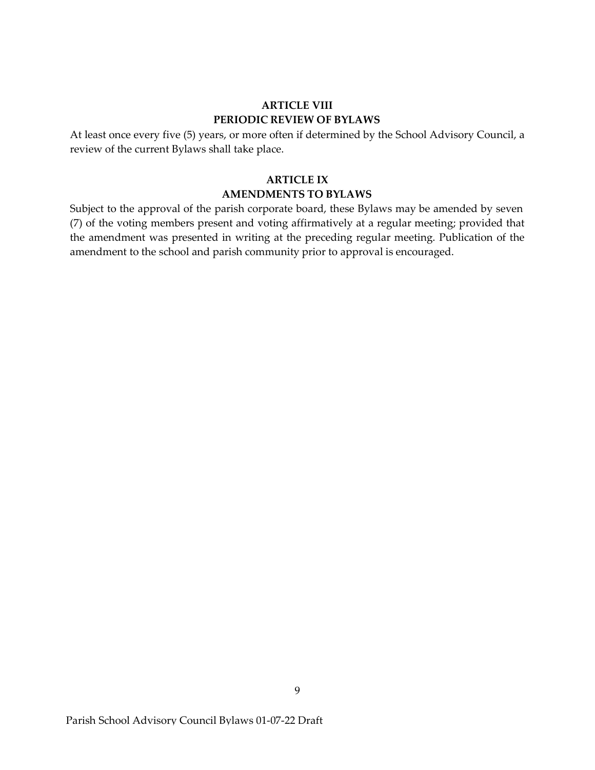## ARTICLE VIII
## PERIODIC REVIEW OF BYLAWS

At least once every five (5) years, or more often if determined by the School Advisory Council, a review of the current Bylaws shall take place.

## ARTICLE IX
## AMENDMENTS TO BYLAWS

Subject to the approval of the parish corporate board, these Bylaws may be amended by seven (7) of the voting members present and voting affirmatively at a regular meeting; provided that the amendment was presented in writing at the preceding regular meeting. Publication of the amendment to the school and parish community prior to approval is encouraged.